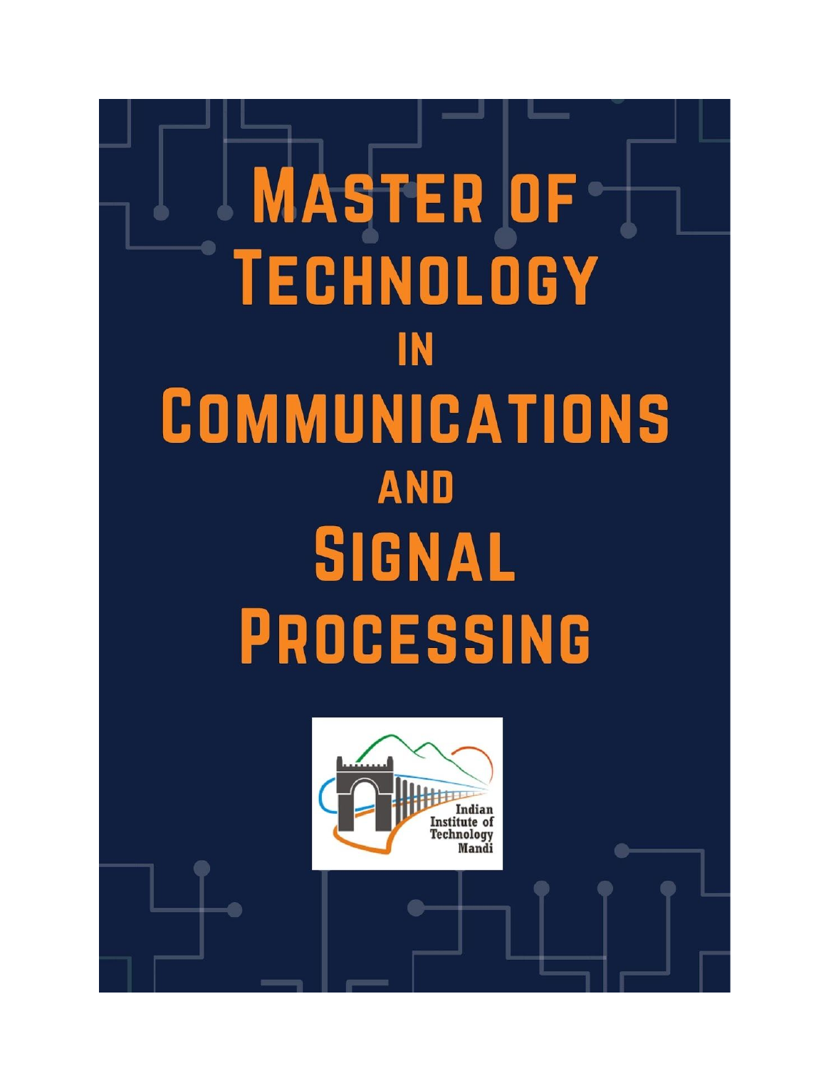# Master of Technology in Communications and Signal Processing

Indian Institute of Technology Mandi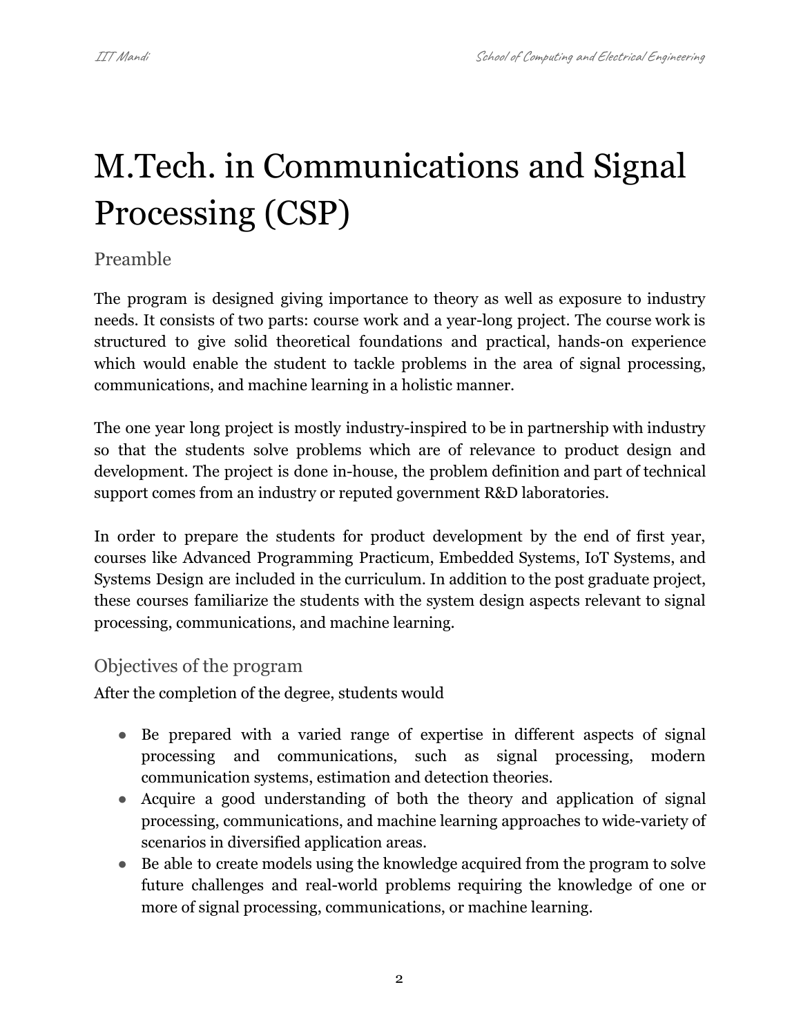# M.Tech. in Communications and Signal Processing (CSP)

## Preamble

The program is designed giving importance to theory as well as exposure to industry needs. It consists of two parts: course work and a year-long project. The course work is structured to give solid theoretical foundations and practical, hands-on experience which would enable the student to tackle problems in the area of signal processing, communications, and machine learning in a holistic manner.

The one year long project is mostly industry-inspired to be in partnership with industry so that the students solve problems which are of relevance to product design and development. The project is done in-house, the problem definition and part of technical support comes from an industry or reputed government R&D laboratories.

In order to prepare the students for product development by the end of first year, courses like Advanced Programming Practicum, Embedded Systems, IoT Systems, and Systems Design are included in the curriculum. In addition to the post graduate project, these courses familiarize the students with the system design aspects relevant to signal processing, communications, and machine learning.

## Objectives of the program

After the completion of the degree, students would

- Be prepared with a varied range of expertise in different aspects of signal processing and communications, such as signal processing, modern communication systems, estimation and detection theories.
- Acquire a good understanding of both the theory and application of signal processing, communications, and machine learning approaches to wide-variety of scenarios in diversified application areas.
- Be able to create models using the knowledge acquired from the program to solve future challenges and real-world problems requiring the knowledge of one or more of signal processing, communications, or machine learning.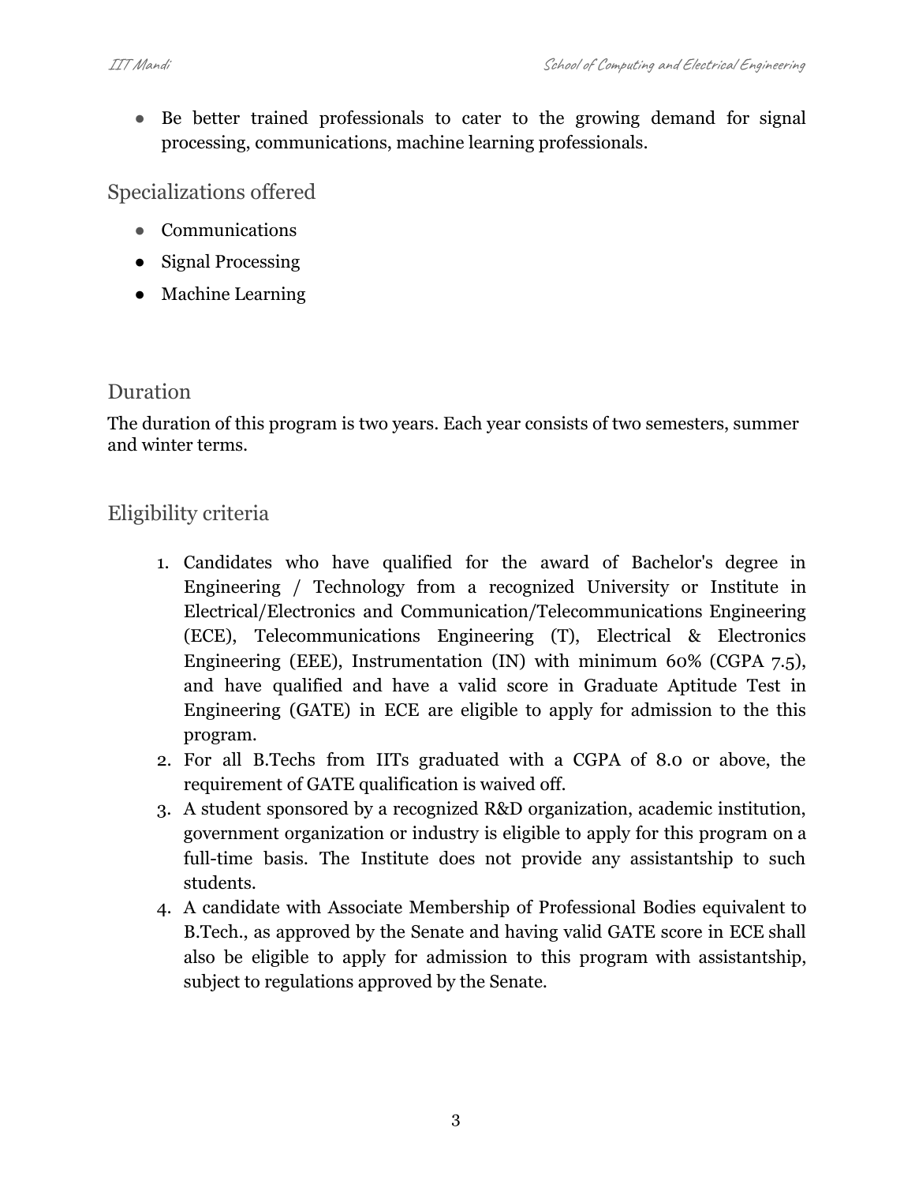- Be better trained professionals to cater to the growing demand for signal processing, communications, machine learning professionals.

## Specializations offered

- Communications
- Signal Processing
- Machine Learning

## Duration

The duration of this program is two years. Each year consists of two semesters, summer and winter terms.

## Eligibility criteria

1. Candidates who have qualified for the award of Bachelor's degree in Engineering / Technology from a recognized University or Institute in Electrical/Electronics and Communication/Telecommunications Engineering (ECE), Telecommunications Engineering (T), Electrical & Electronics Engineering (EEE), Instrumentation (IN) with minimum 60% (CGPA 7.5), and have qualified and have a valid score in Graduate Aptitude Test in Engineering (GATE) in ECE are eligible to apply for admission to the this program.
2. For all B.Techs from IITs graduated with a CGPA of 8.0 or above, the requirement of GATE qualification is waived off.
3. A student sponsored by a recognized R&D organization, academic institution, government organization or industry is eligible to apply for this program on a full-time basis. The Institute does not provide any assistantship to such students.
4. A candidate with Associate Membership of Professional Bodies equivalent to B.Tech., as approved by the Senate and having valid GATE score in ECE shall also be eligible to apply for admission to this program with assistantship, subject to regulations approved by the Senate.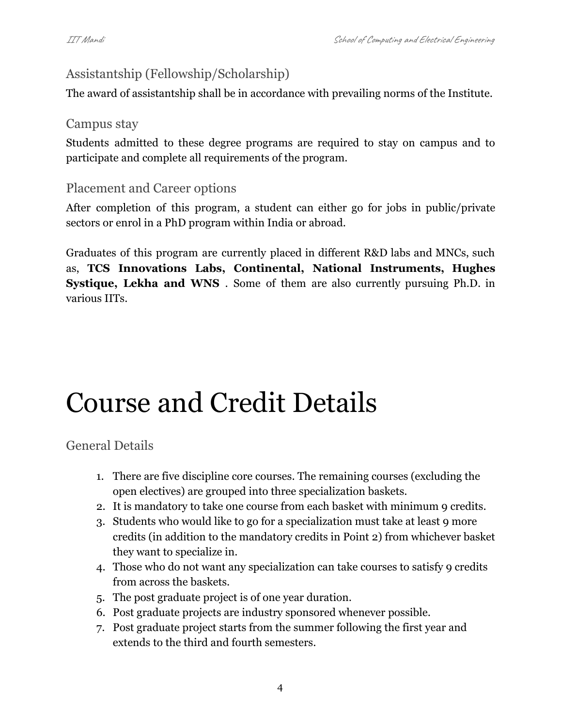### Assistantship (Fellowship/Scholarship)

The award of assistantship shall be in accordance with prevailing norms of the Institute.

### Campus stay

Students admitted to these degree programs are required to stay on campus and to participate and complete all requirements of the program.

### Placement and Career options

After completion of this program, a student can either go for jobs in public/private sectors or enrol in a PhD program within India or abroad.

Graduates of this program are currently placed in different R&D labs and MNCs, such as, **TCS Innovations Labs, Continental, National Instruments, Hughes Systique, Lekha and WNS** . Some of them are also currently pursuing Ph.D. in various IITs.

# Course and Credit Details

### General Details

1. There are five discipline core courses. The remaining courses (excluding the open electives) are grouped into three specialization baskets.
2. It is mandatory to take one course from each basket with minimum 9 credits.
3. Students who would like to go for a specialization must take at least 9 more credits (in addition to the mandatory credits in Point 2) from whichever basket they want to specialize in.
4. Those who do not want any specialization can take courses to satisfy 9 credits from across the baskets.
5. The post graduate project is of one year duration.
6. Post graduate projects are industry sponsored whenever possible.
7. Post graduate project starts from the summer following the first year and extends to the third and fourth semesters.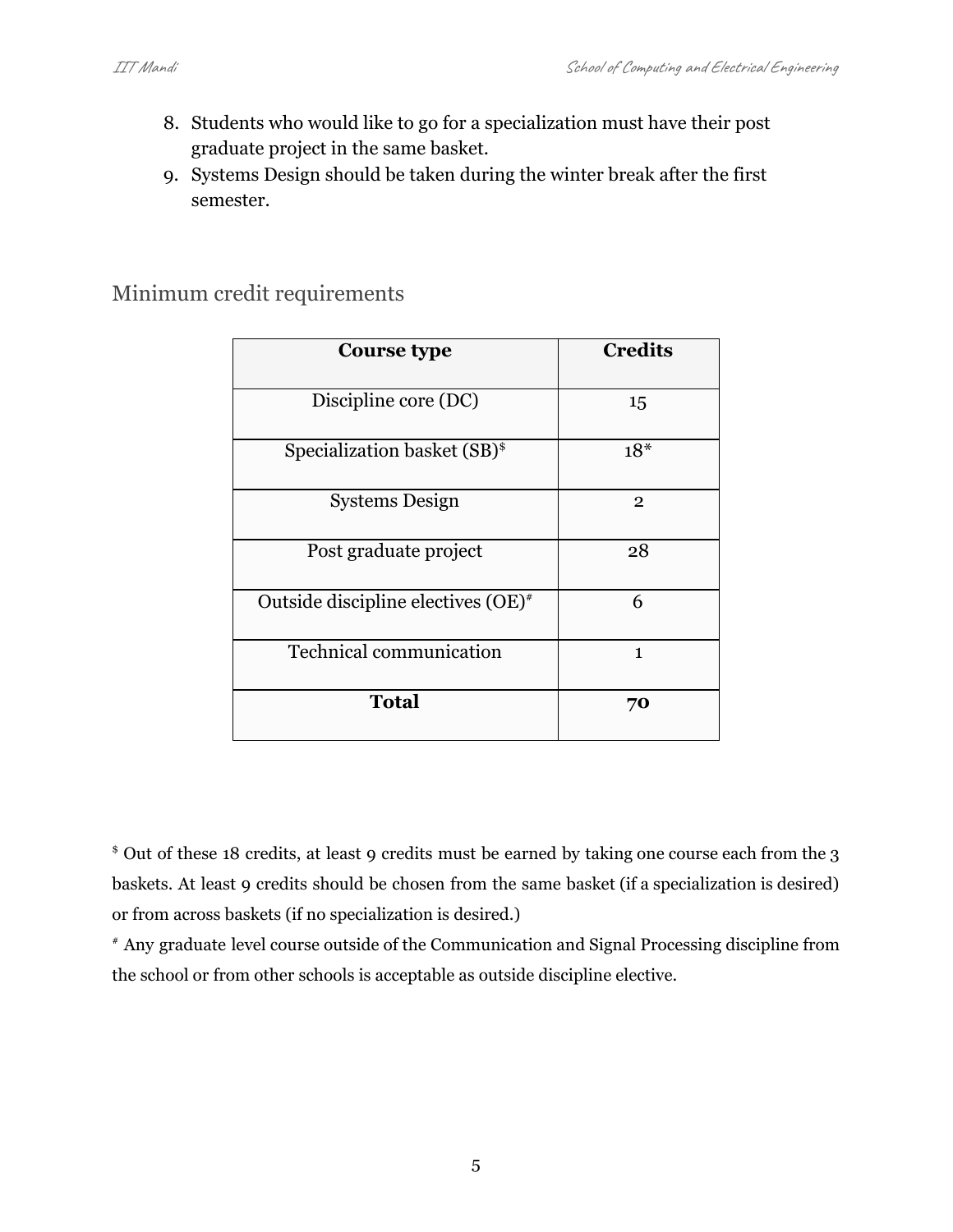8. Students who would like to go for a specialization must have their post graduate project in the same basket.
9. Systems Design should be taken during the winter break after the first semester.

## Minimum credit requirements

| Course type | Credits |
|---|---|
| Discipline core (DC) | 15 |
| Specialization basket (SB)[$] | 18* |
| Systems Design | 2 |
| Post graduate project | 28 |
| Outside discipline electives (OE)[#] | 6 |
| Technical communication | 1 |
| **Total** | **70** |

[$] Out of these 18 credits, at least 9 credits must be earned by taking one course each from the 3 baskets. At least 9 credits should be chosen from the same basket (if a specialization is desired) or from across baskets (if no specialization is desired.)

[#] Any graduate level course outside of the Communication and Signal Processing discipline from the school or from other schools is acceptable as outside discipline elective.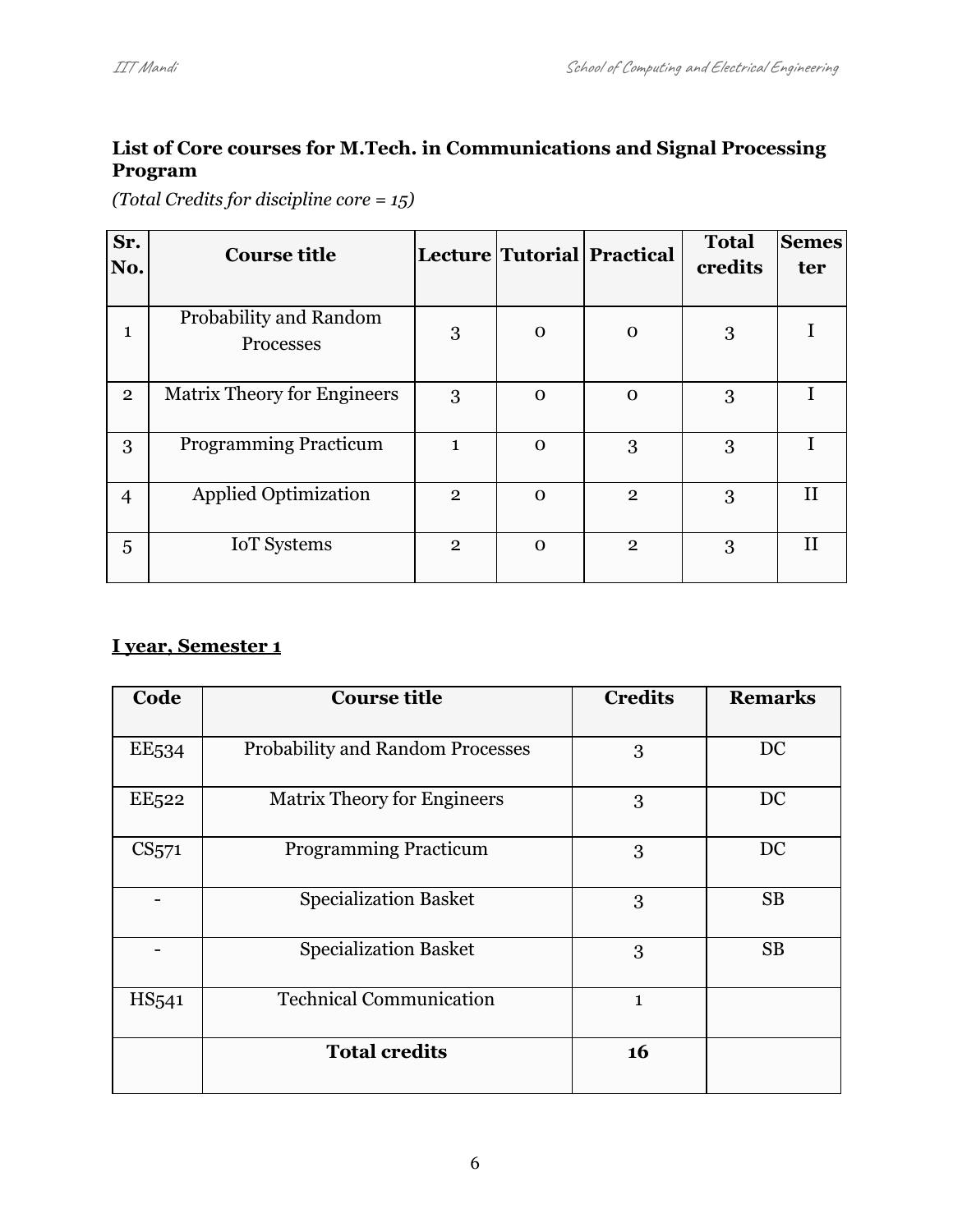### List of Core courses for M.Tech. in Communications and Signal Processing Program

*(Total Credits for discipline core = 15)*

| Sr. No. | Course title | Lecture | Tutorial | Practical | Total credits | Semester |
|---|---|---|---|---|---|---|
| 1 | Probability and Random Processes | 3 | 0 | 0 | 3 | I |
| 2 | Matrix Theory for Engineers | 3 | 0 | 0 | 3 | I |
| 3 | Programming Practicum | 1 | 0 | 3 | 3 | I |
| 4 | Applied Optimization | 2 | 0 | 2 | 3 | II |
| 5 | IoT Systems | 2 | 0 | 2 | 3 | II |

**I year, Semester 1**

| Code | Course title | Credits | Remarks |
|---|---|---|---|
| EE534 | Probability and Random Processes | 3 | DC |
| EE522 | Matrix Theory for Engineers | 3 | DC |
| CS571 | Programming Practicum | 3 | DC |
| - | Specialization Basket | 3 | SB |
| - | Specialization Basket | 3 | SB |
| HS541 | Technical Communication | 1 | |
| | **Total credits** | **16** | |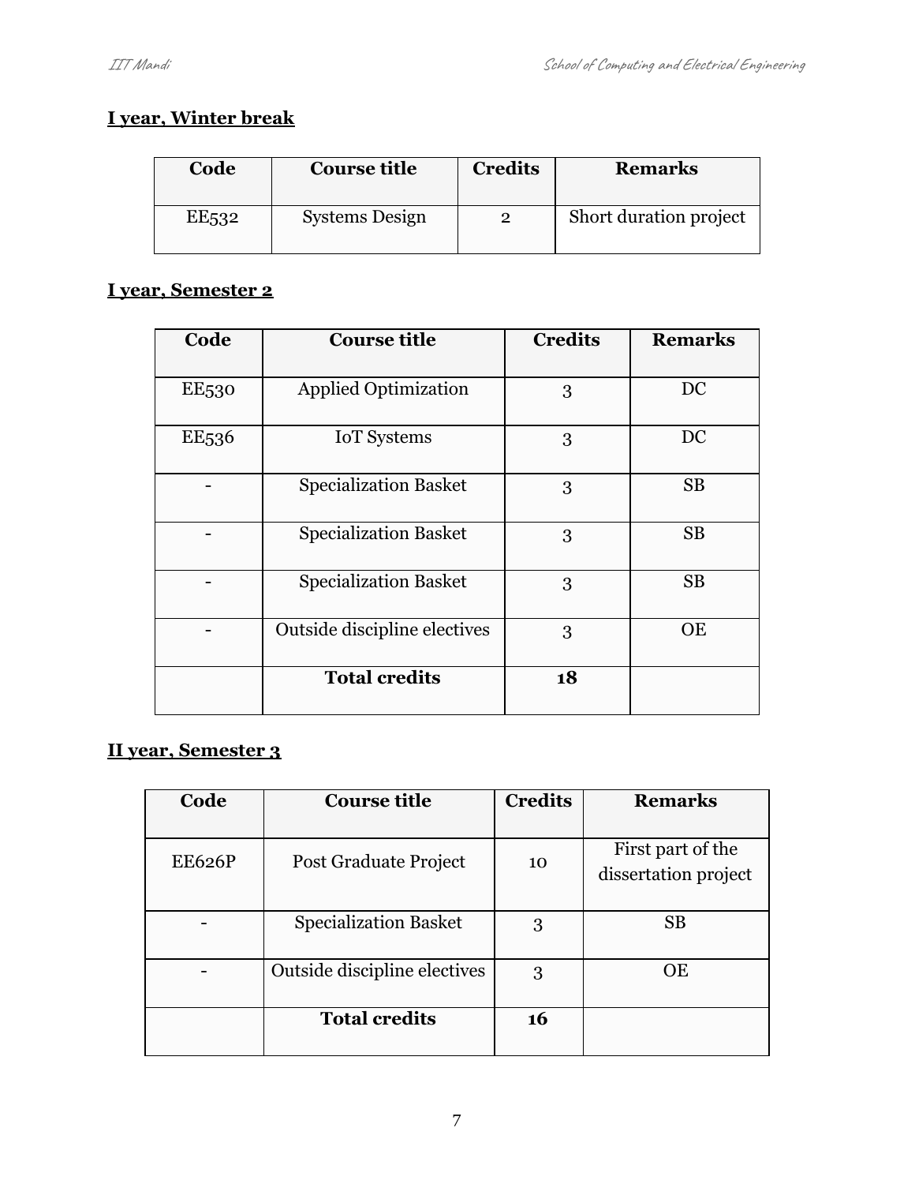## I year, Winter break

| Code | Course title | Credits | Remarks |
|---|---|---|---|
| EE532 | Systems Design | 2 | Short duration project |

## I year, Semester 2

| Code | Course title | Credits | Remarks |
|---|---|---|---|
| EE530 | Applied Optimization | 3 | DC |
| EE536 | IoT Systems | 3 | DC |
| - | Specialization Basket | 3 | SB |
| - | Specialization Basket | 3 | SB |
| - | Specialization Basket | 3 | SB |
| - | Outside discipline electives | 3 | OE |
| | **Total credits** | **18** | |

## II year, Semester 3

| Code | Course title | Credits | Remarks |
|---|---|---|---|
| EE626P | Post Graduate Project | 10 | First part of the dissertation project |
| - | Specialization Basket | 3 | SB |
| - | Outside discipline electives | 3 | OE |
| | **Total credits** | **16** | |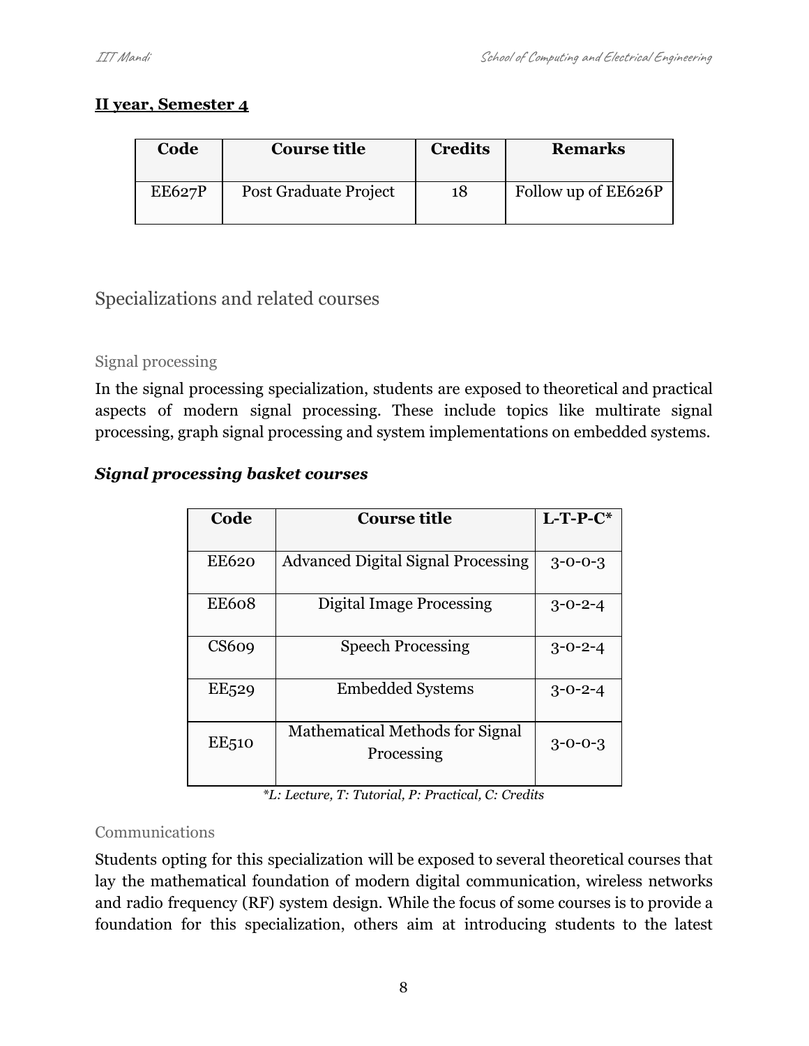**II year, Semester 4**

| Code | Course title | Credits | Remarks |
|---|---|---|---|
| EE627P | Post Graduate Project | 18 | Follow up of EE626P |

## Specializations and related courses

### Signal processing

In the signal processing specialization, students are exposed to theoretical and practical aspects of modern signal processing. These include topics like multirate signal processing, graph signal processing and system implementations on embedded systems.

***Signal processing basket courses***

| Code | Course title | L-T-P-C* |
|---|---|---|
| EE620 | Advanced Digital Signal Processing | 3-0-0-3 |
| EE608 | Digital Image Processing | 3-0-2-4 |
| CS609 | Speech Processing | 3-0-2-4 |
| EE529 | Embedded Systems | 3-0-2-4 |
| EE510 | Mathematical Methods for Signal Processing | 3-0-0-3 |

*\*L: Lecture, T: Tutorial, P: Practical, C: Credits*

### Communications

Students opting for this specialization will be exposed to several theoretical courses that lay the mathematical foundation of modern digital communication, wireless networks and radio frequency (RF) system design. While the focus of some courses is to provide a foundation for this specialization, others aim at introducing students to the latest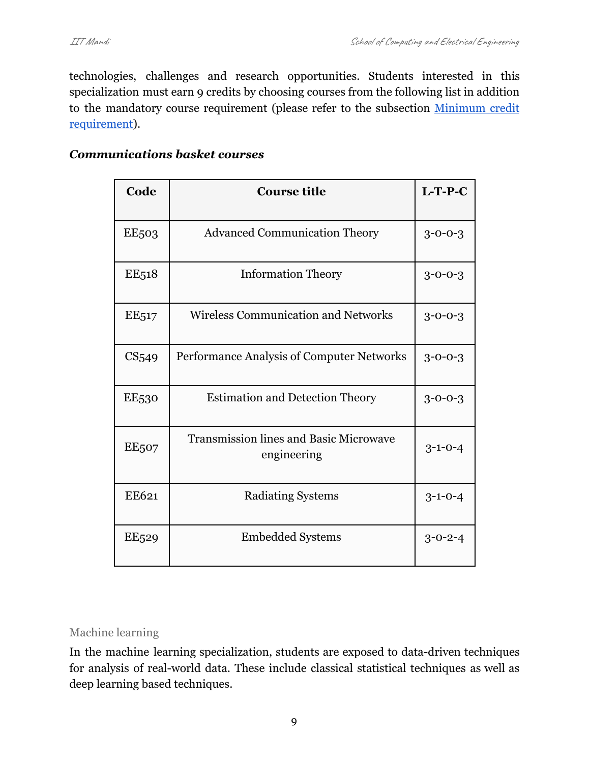technologies, challenges and research opportunities. Students interested in this specialization must earn 9 credits by choosing courses from the following list in addition to the mandatory course requirement (please refer to the subsection [Minimum credit requirement](#)).

***Communications basket courses***

| Code | Course title | L-T-P-C |
|---|---|---|
| EE503 | Advanced Communication Theory | 3-0-0-3 |
| EE518 | Information Theory | 3-0-0-3 |
| EE517 | Wireless Communication and Networks | 3-0-0-3 |
| CS549 | Performance Analysis of Computer Networks | 3-0-0-3 |
| EE530 | Estimation and Detection Theory | 3-0-0-3 |
| EE507 | Transmission lines and Basic Microwave engineering | 3-1-0-4 |
| EE621 | Radiating Systems | 3-1-0-4 |
| EE529 | Embedded Systems | 3-0-2-4 |

### Machine learning

In the machine learning specialization, students are exposed to data-driven techniques for analysis of real-world data. These include classical statistical techniques as well as deep learning based techniques.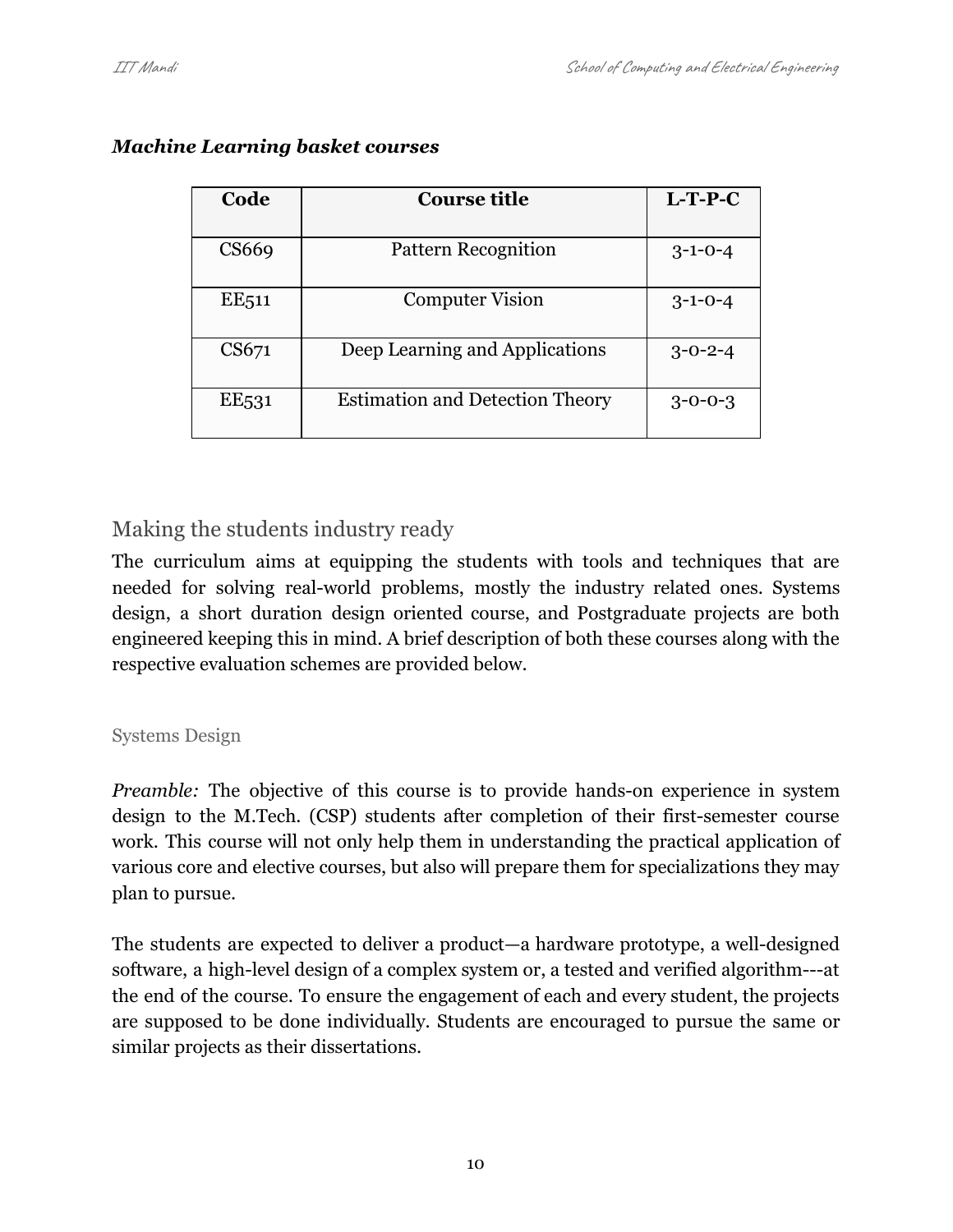***Machine Learning basket courses***

| Code | Course title | L-T-P-C |
|---|---|---|
| CS669 | Pattern Recognition | 3-1-0-4 |
| EE511 | Computer Vision | 3-1-0-4 |
| CS671 | Deep Learning and Applications | 3-0-2-4 |
| EE531 | Estimation and Detection Theory | 3-0-0-3 |

## Making the students industry ready

The curriculum aims at equipping the students with tools and techniques that are needed for solving real-world problems, mostly the industry related ones. Systems design, a short duration design oriented course, and Postgraduate projects are both engineered keeping this in mind. A brief description of both these courses along with the respective evaluation schemes are provided below.

### Systems Design

*Preamble:* The objective of this course is to provide hands-on experience in system design to the M.Tech. (CSP) students after completion of their first-semester course work. This course will not only help them in understanding the practical application of various core and elective courses, but also will prepare them for specializations they may plan to pursue.

The students are expected to deliver a product—a hardware prototype, a well-designed software, a high-level design of a complex system or, a tested and verified algorithm---at the end of the course. To ensure the engagement of each and every student, the projects are supposed to be done individually. Students are encouraged to pursue the same or similar projects as their dissertations.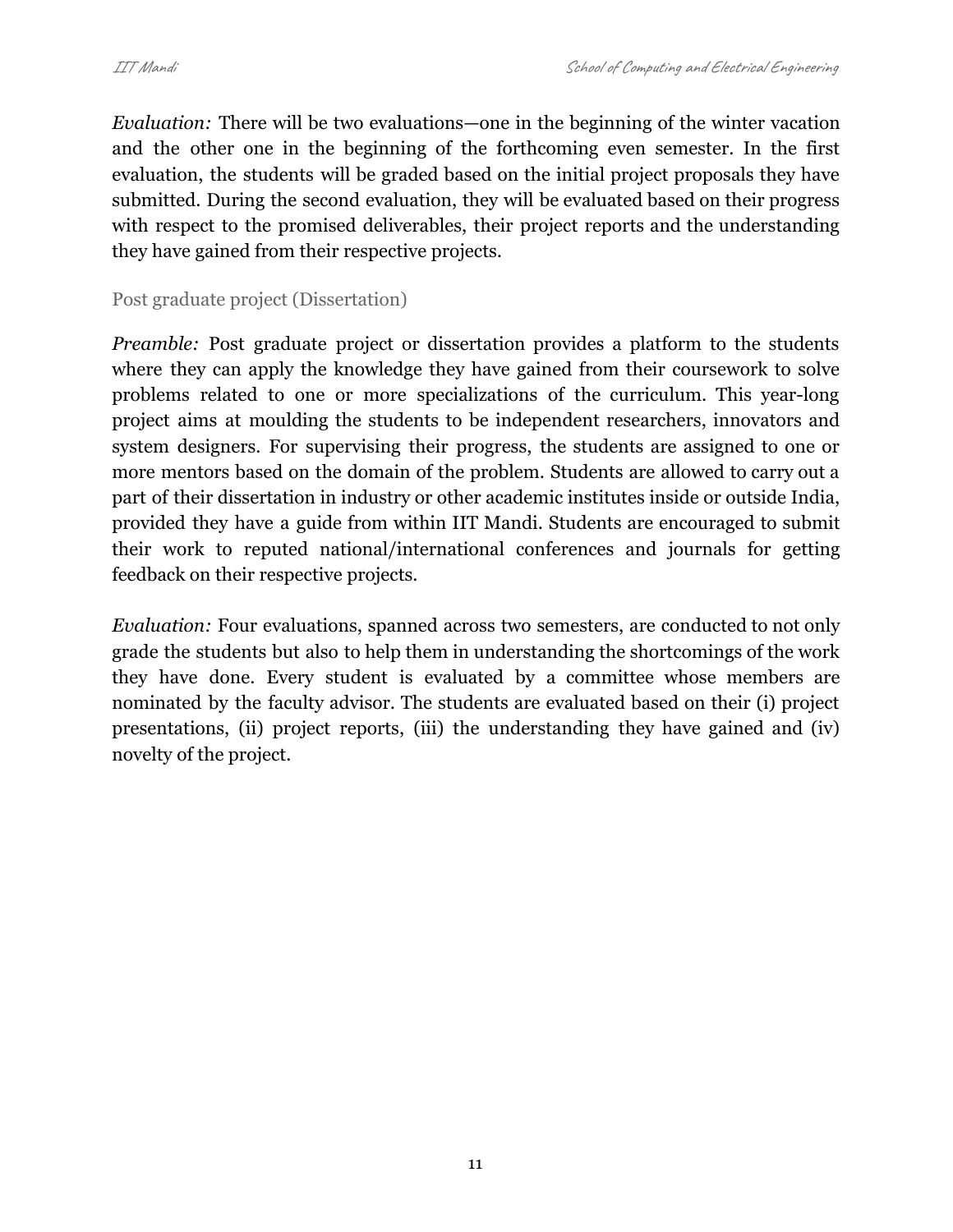*Evaluation:* There will be two evaluations—one in the beginning of the winter vacation and the other one in the beginning of the forthcoming even semester. In the first evaluation, the students will be graded based on the initial project proposals they have submitted. During the second evaluation, they will be evaluated based on their progress with respect to the promised deliverables, their project reports and the understanding they have gained from their respective projects.

### Post graduate project (Dissertation)

*Preamble:* Post graduate project or dissertation provides a platform to the students where they can apply the knowledge they have gained from their coursework to solve problems related to one or more specializations of the curriculum. This year-long project aims at moulding the students to be independent researchers, innovators and system designers. For supervising their progress, the students are assigned to one or more mentors based on the domain of the problem. Students are allowed to carry out a part of their dissertation in industry or other academic institutes inside or outside India, provided they have a guide from within IIT Mandi. Students are encouraged to submit their work to reputed national/international conferences and journals for getting feedback on their respective projects.

*Evaluation:* Four evaluations, spanned across two semesters, are conducted to not only grade the students but also to help them in understanding the shortcomings of the work they have done. Every student is evaluated by a committee whose members are nominated by the faculty advisor. The students are evaluated based on their (i) project presentations, (ii) project reports, (iii) the understanding they have gained and (iv) novelty of the project.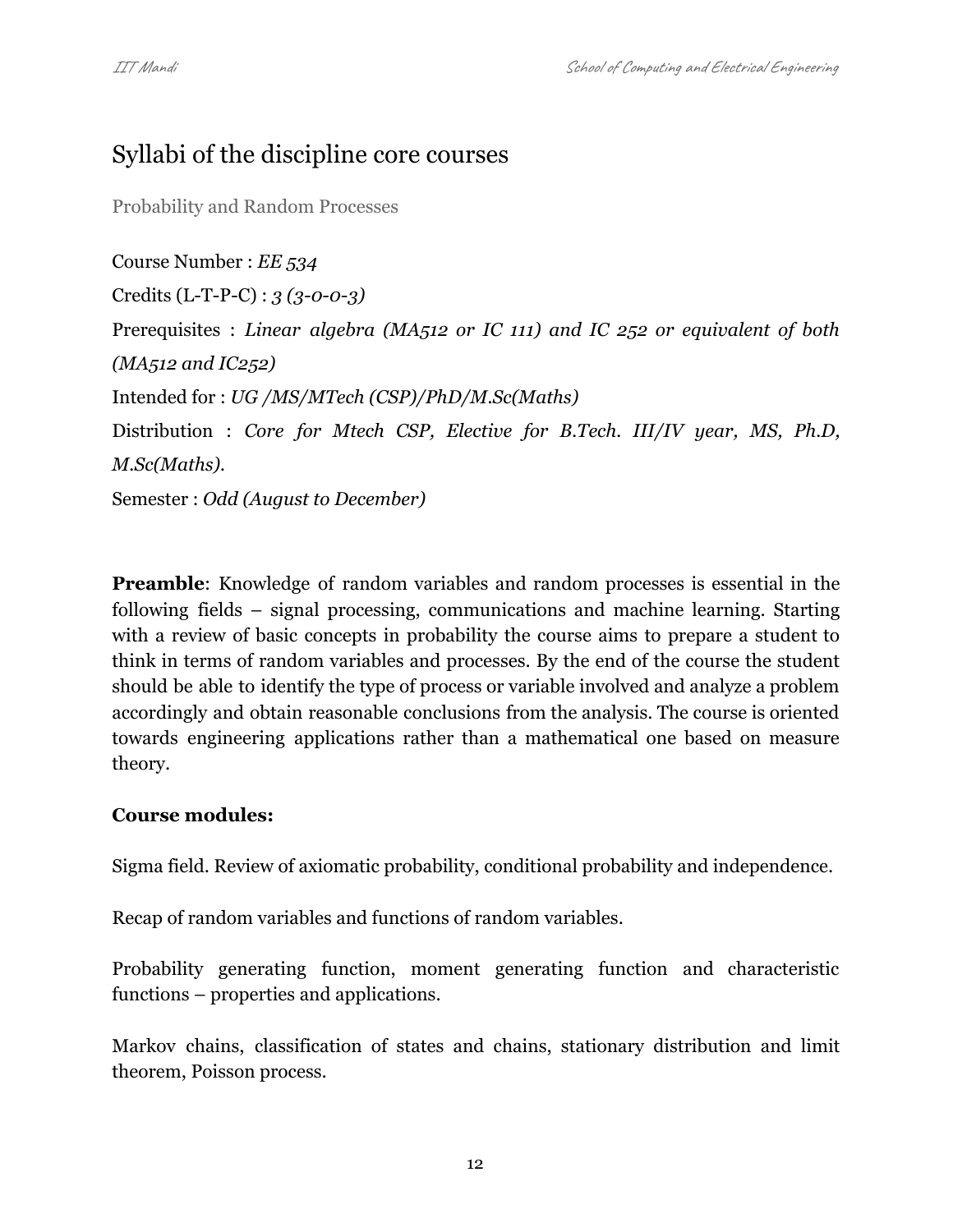# Syllabi of the discipline core courses

## Probability and Random Processes

Course Number : *EE 534*

Credits (L-T-P-C) : *3 (3-0-0-3)*

Prerequisites : *Linear algebra (MA512 or IC 111) and IC 252 or equivalent of both (MA512 and IC252)*

Intended for : *UG /MS/MTech (CSP)/PhD/M.Sc(Maths)*

Distribution : *Core for Mtech CSP, Elective for B.Tech. III/IV year, MS, Ph.D, M.Sc(Maths).*

Semester : *Odd (August to December)*

**Preamble**: Knowledge of random variables and random processes is essential in the following fields – signal processing, communications and machine learning. Starting with a review of basic concepts in probability the course aims to prepare a student to think in terms of random variables and processes. By the end of the course the student should be able to identify the type of process or variable involved and analyze a problem accordingly and obtain reasonable conclusions from the analysis. The course is oriented towards engineering applications rather than a mathematical one based on measure theory.

**Course modules:**

Sigma field. Review of axiomatic probability, conditional probability and independence.

Recap of random variables and functions of random variables.

Probability generating function, moment generating function and characteristic functions – properties and applications.

Markov chains, classification of states and chains, stationary distribution and limit theorem, Poisson process.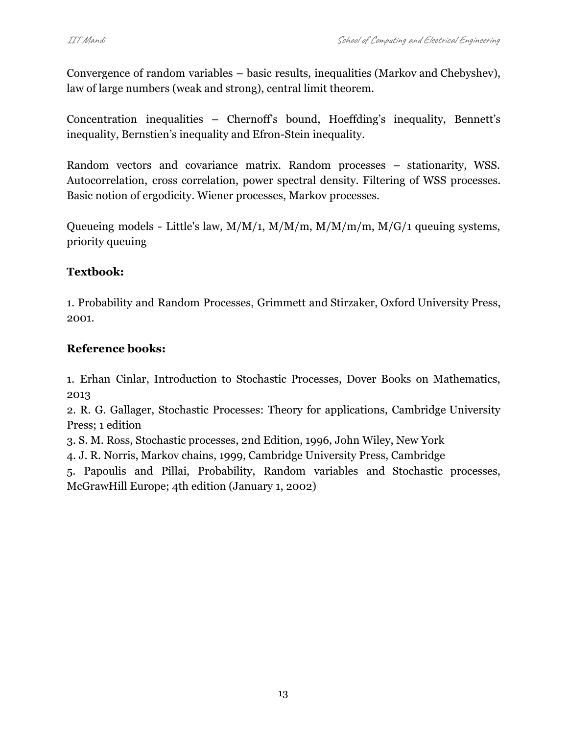Convergence of random variables – basic results, inequalities (Markov and Chebyshev), law of large numbers (weak and strong), central limit theorem.

Concentration inequalities – Chernoff's bound, Hoeffding's inequality, Bennett's inequality, Bernstien's inequality and Efron-Stein inequality.

Random vectors and covariance matrix. Random processes – stationarity, WSS. Autocorrelation, cross correlation, power spectral density. Filtering of WSS processes. Basic notion of ergodicity. Wiener processes, Markov processes.

Queueing models - Little's law, M/M/1, M/M/m, M/M/m/m, M/G/1 queuing systems, priority queuing

**Textbook:**

1. Probability and Random Processes, Grimmett and Stirzaker, Oxford University Press, 2001.

**Reference books:**

1. Erhan Cinlar, Introduction to Stochastic Processes, Dover Books on Mathematics, 2013
2. R. G. Gallager, Stochastic Processes: Theory for applications, Cambridge University Press; 1 edition
3. S. M. Ross, Stochastic processes, 2nd Edition, 1996, John Wiley, New York
4. J. R. Norris, Markov chains, 1999, Cambridge University Press, Cambridge
5. Papoulis and Pillai, Probability, Random variables and Stochastic processes, McGrawHill Europe; 4th edition (January 1, 2002)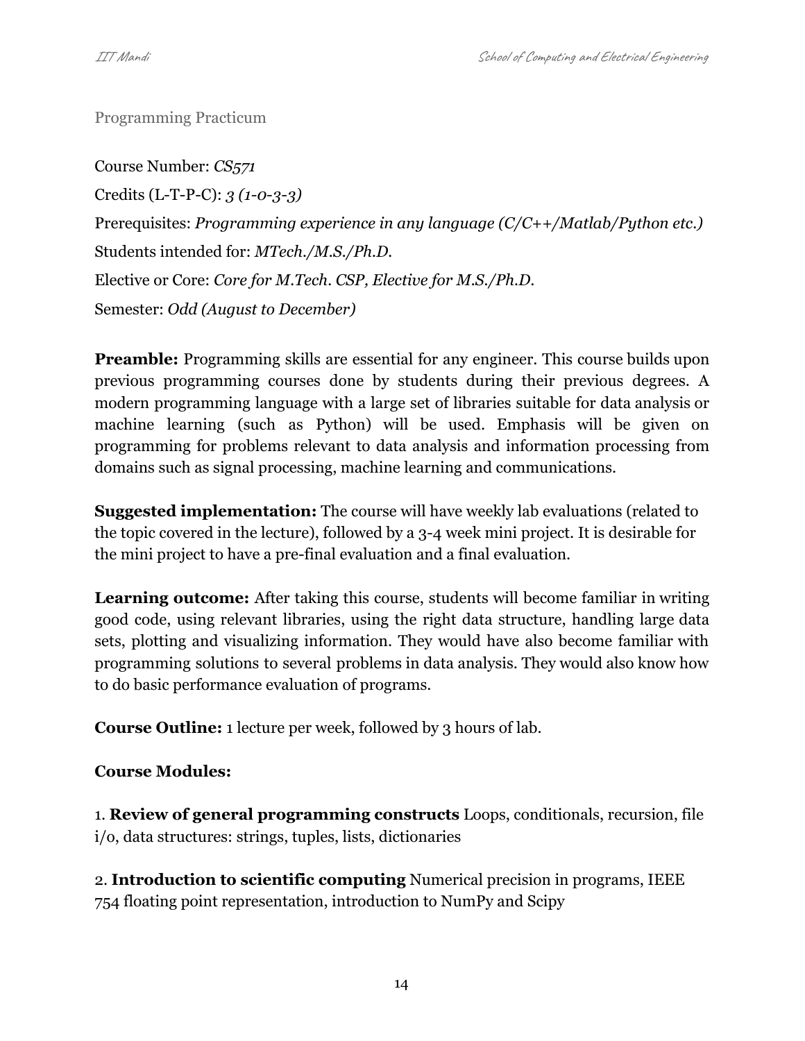## Programming Practicum

Course Number: *CS571*

Credits (L-T-P-C): *3 (1-0-3-3)*

Prerequisites: *Programming experience in any language (C/C++/Matlab/Python etc.)*

Students intended for: *MTech./M.S./Ph.D.*

Elective or Core: *Core for M.Tech. CSP, Elective for M.S./Ph.D.*

Semester: *Odd (August to December)*

**Preamble:** Programming skills are essential for any engineer. This course builds upon previous programming courses done by students during their previous degrees. A modern programming language with a large set of libraries suitable for data analysis or machine learning (such as Python) will be used. Emphasis will be given on programming for problems relevant to data analysis and information processing from domains such as signal processing, machine learning and communications.

**Suggested implementation:** The course will have weekly lab evaluations (related to the topic covered in the lecture), followed by a 3-4 week mini project. It is desirable for the mini project to have a pre-final evaluation and a final evaluation.

**Learning outcome:** After taking this course, students will become familiar in writing good code, using relevant libraries, using the right data structure, handling large data sets, plotting and visualizing information. They would have also become familiar with programming solutions to several problems in data analysis. They would also know how to do basic performance evaluation of programs.

**Course Outline:** 1 lecture per week, followed by 3 hours of lab.

**Course Modules:**

1. **Review of general programming constructs** Loops, conditionals, recursion, file i/o, data structures: strings, tuples, lists, dictionaries

2. **Introduction to scientific computing** Numerical precision in programs, IEEE 754 floating point representation, introduction to NumPy and Scipy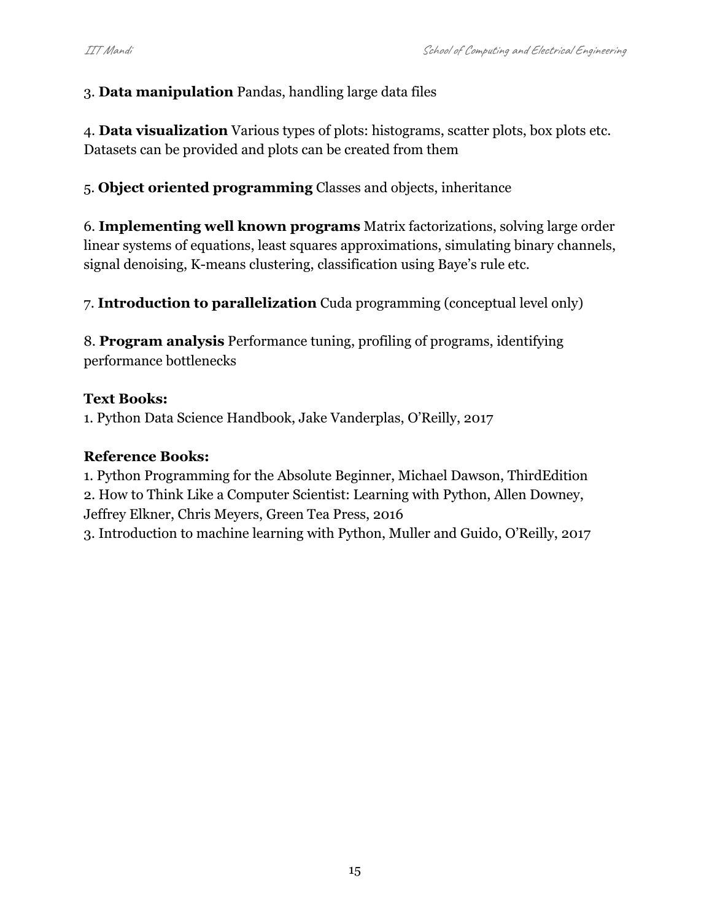3. **Data manipulation** Pandas, handling large data files

4. **Data visualization** Various types of plots: histograms, scatter plots, box plots etc. Datasets can be provided and plots can be created from them

5. **Object oriented programming** Classes and objects, inheritance

6. **Implementing well known programs** Matrix factorizations, solving large order linear systems of equations, least squares approximations, simulating binary channels, signal denoising, K-means clustering, classification using Baye's rule etc.

7. **Introduction to parallelization** Cuda programming (conceptual level only)

8. **Program analysis** Performance tuning, profiling of programs, identifying performance bottlenecks

**Text Books:**
1. Python Data Science Handbook, Jake Vanderplas, O'Reilly, 2017

**Reference Books:**
1. Python Programming for the Absolute Beginner, Michael Dawson, ThirdEdition
2. How to Think Like a Computer Scientist: Learning with Python, Allen Downey, Jeffrey Elkner, Chris Meyers, Green Tea Press, 2016
3. Introduction to machine learning with Python, Muller and Guido, O'Reilly, 2017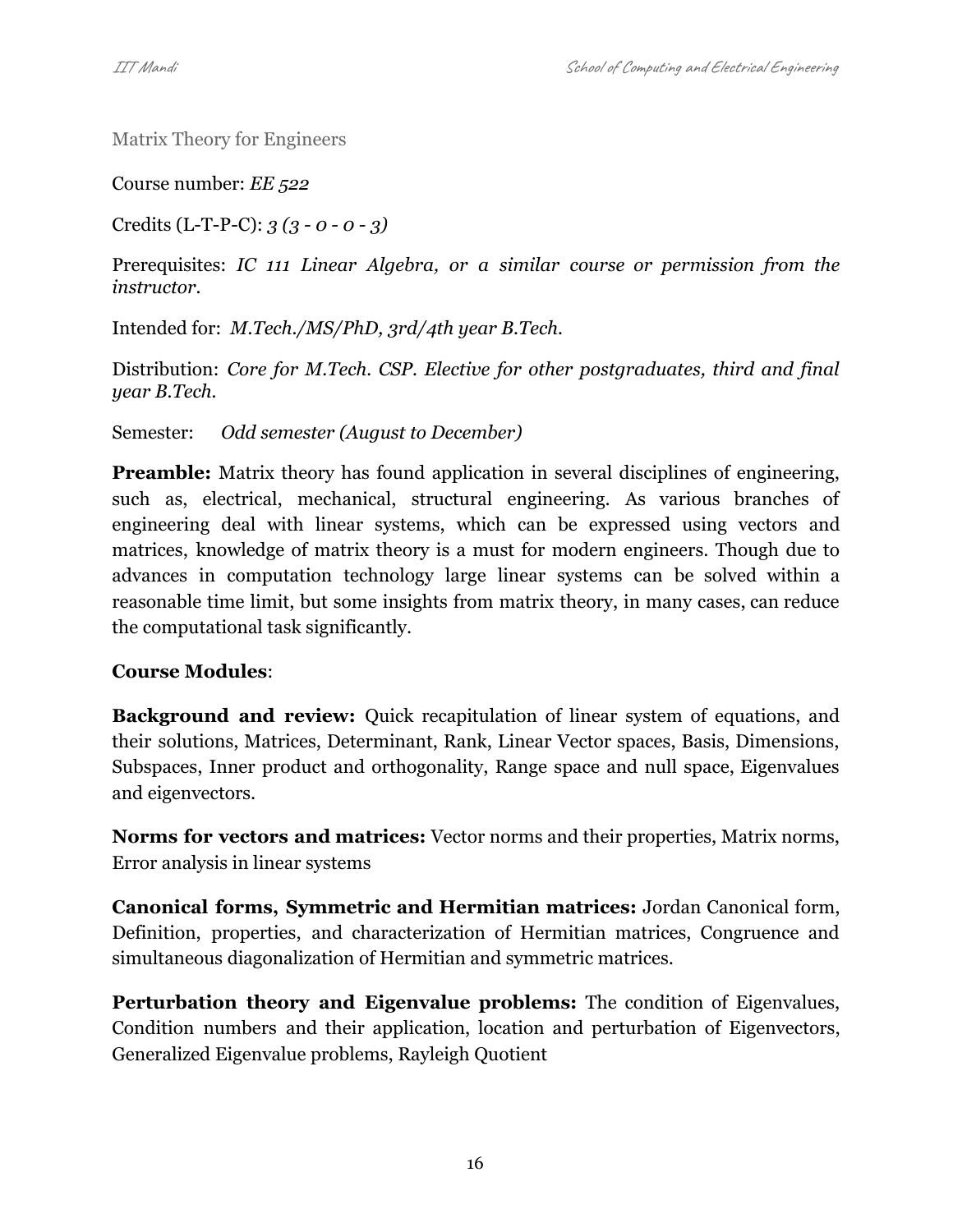## Matrix Theory for Engineers

Course number: *EE 522*

Credits (L-T-P-C): *3 (3 - 0 - 0 - 3)*

Prerequisites: *IC 111 Linear Algebra, or a similar course or permission from the instructor.*

Intended for: *M.Tech./MS/PhD, 3rd/4th year B.Tech.*

Distribution: *Core for M.Tech. CSP. Elective for other postgraduates, third and final year B.Tech.*

Semester: *Odd semester (August to December)*

**Preamble:** Matrix theory has found application in several disciplines of engineering, such as, electrical, mechanical, structural engineering. As various branches of engineering deal with linear systems, which can be expressed using vectors and matrices, knowledge of matrix theory is a must for modern engineers. Though due to advances in computation technology large linear systems can be solved within a reasonable time limit, but some insights from matrix theory, in many cases, can reduce the computational task significantly.

**Course Modules**:

**Background and review:** Quick recapitulation of linear system of equations, and their solutions, Matrices, Determinant, Rank, Linear Vector spaces, Basis, Dimensions, Subspaces, Inner product and orthogonality, Range space and null space, Eigenvalues and eigenvectors.

**Norms for vectors and matrices:** Vector norms and their properties, Matrix norms, Error analysis in linear systems

**Canonical forms, Symmetric and Hermitian matrices:** Jordan Canonical form, Definition, properties, and characterization of Hermitian matrices, Congruence and simultaneous diagonalization of Hermitian and symmetric matrices.

**Perturbation theory and Eigenvalue problems:** The condition of Eigenvalues, Condition numbers and their application, location and perturbation of Eigenvectors, Generalized Eigenvalue problems, Rayleigh Quotient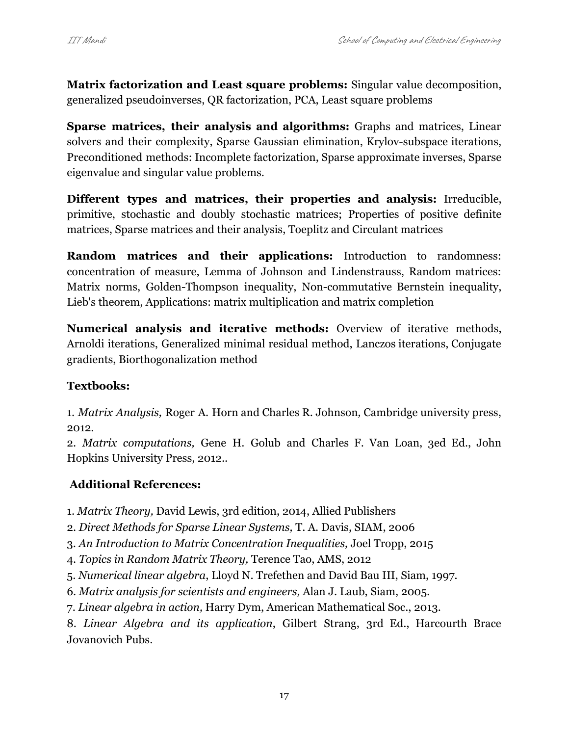**Matrix factorization and Least square problems:** Singular value decomposition, generalized pseudoinverses, QR factorization, PCA, Least square problems

**Sparse matrices, their analysis and algorithms:** Graphs and matrices, Linear solvers and their complexity, Sparse Gaussian elimination, Krylov-subspace iterations, Preconditioned methods: Incomplete factorization, Sparse approximate inverses, Sparse eigenvalue and singular value problems.

**Different types and matrices, their properties and analysis:** Irreducible, primitive, stochastic and doubly stochastic matrices; Properties of positive definite matrices, Sparse matrices and their analysis, Toeplitz and Circulant matrices

**Random matrices and their applications:** Introduction to randomness: concentration of measure, Lemma of Johnson and Lindenstrauss, Random matrices: Matrix norms, Golden-Thompson inequality, Non-commutative Bernstein inequality, Lieb's theorem, Applications: matrix multiplication and matrix completion

**Numerical analysis and iterative methods:** Overview of iterative methods, Arnoldi iterations, Generalized minimal residual method, Lanczos iterations, Conjugate gradients, Biorthogonalization method

**Textbooks:**

1. *Matrix Analysis,* Roger A. Horn and Charles R. Johnson*,* Cambridge university press, 2012.
2. *Matrix computations,* Gene H. Golub and Charles F. Van Loan, 3ed Ed., John Hopkins University Press, 2012..

**Additional References:**

1. *Matrix Theory,* David Lewis, 3rd edition, 2014, Allied Publishers
2. *Direct Methods for Sparse Linear Systems,* T. A. Davis, SIAM, 2006
3. *An Introduction to Matrix Concentration Inequalities,* Joel Tropp, 2015
4. *Topics in Random Matrix Theory,* Terence Tao, AMS, 2012
5. *Numerical linear algebra*, Lloyd N. Trefethen and David Bau III, Siam, 1997.
6. *Matrix analysis for scientists and engineers,* Alan J. Laub, Siam, 2005.
7. *Linear algebra in action,* Harry Dym, American Mathematical Soc., 2013.
8. *Linear Algebra and its application*, Gilbert Strang, 3rd Ed., Harcourth Brace Jovanovich Pubs.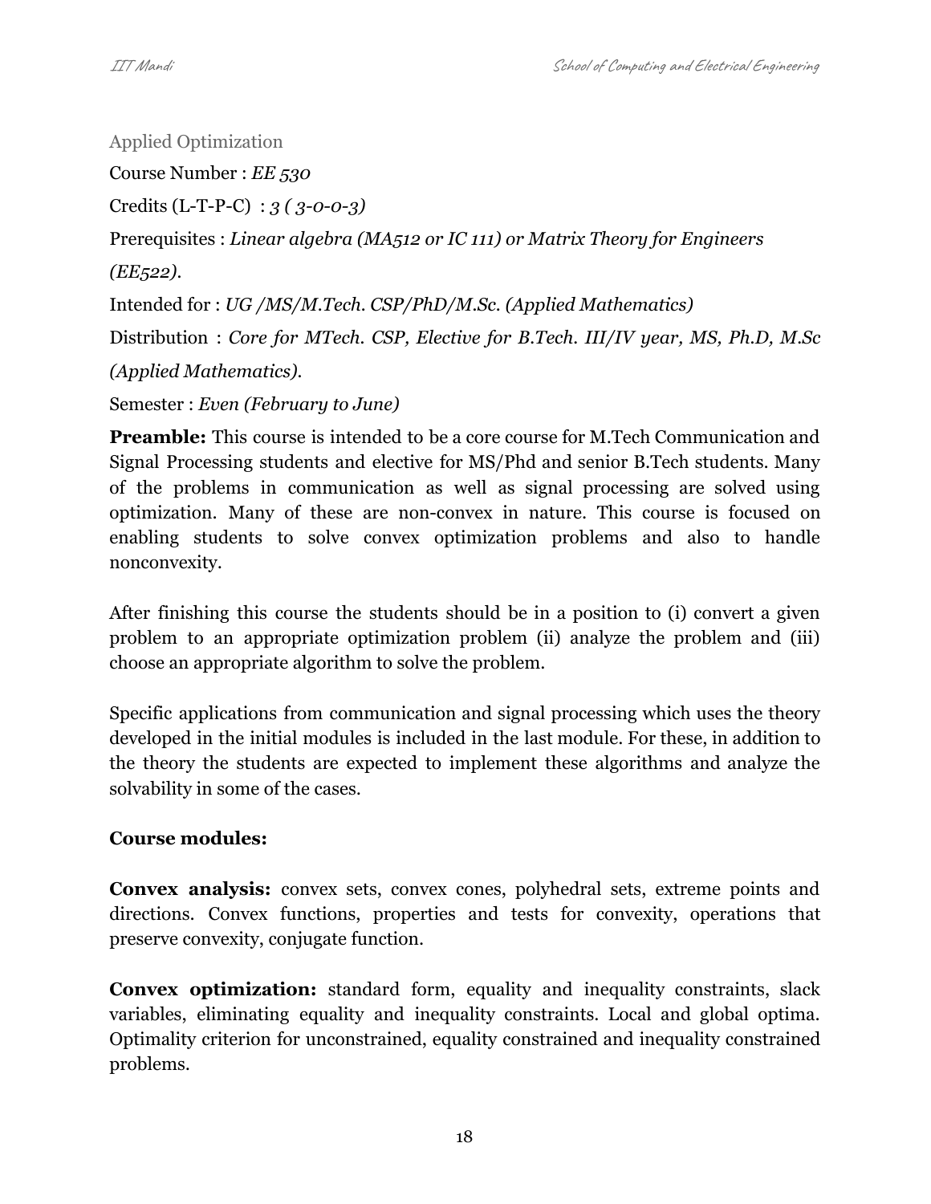## Applied Optimization

Course Number : *EE 530*

Credits (L-T-P-C) : *3 ( 3-0-0-3)*

Prerequisites : *Linear algebra (MA512 or IC 111) or Matrix Theory for Engineers (EE522).*

Intended for : *UG /MS/M.Tech. CSP/PhD/M.Sc. (Applied Mathematics)*

Distribution : *Core for MTech. CSP, Elective for B.Tech. III/IV year, MS, Ph.D, M.Sc (Applied Mathematics).*

Semester : *Even (February to June)*

**Preamble:** This course is intended to be a core course for M.Tech Communication and Signal Processing students and elective for MS/Phd and senior B.Tech students. Many of the problems in communication as well as signal processing are solved using optimization. Many of these are non-convex in nature. This course is focused on enabling students to solve convex optimization problems and also to handle nonconvexity.

After finishing this course the students should be in a position to (i) convert a given problem to an appropriate optimization problem (ii) analyze the problem and (iii) choose an appropriate algorithm to solve the problem.

Specific applications from communication and signal processing which uses the theory developed in the initial modules is included in the last module. For these, in addition to the theory the students are expected to implement these algorithms and analyze the solvability in some of the cases.

**Course modules:**

**Convex analysis:** convex sets, convex cones, polyhedral sets, extreme points and directions. Convex functions, properties and tests for convexity, operations that preserve convexity, conjugate function.

**Convex optimization:** standard form, equality and inequality constraints, slack variables, eliminating equality and inequality constraints. Local and global optima. Optimality criterion for unconstrained, equality constrained and inequality constrained problems.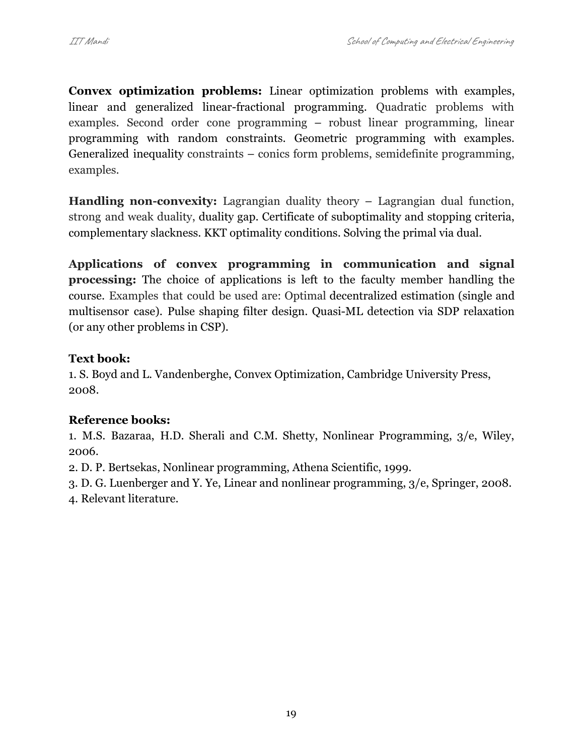**Convex optimization problems:** Linear optimization problems with examples, linear and generalized linear-fractional programming. Quadratic problems with examples. Second order cone programming – robust linear programming, linear programming with random constraints. Geometric programming with examples. Generalized inequality constraints – conics form problems, semidefinite programming, examples.

**Handling non-convexity:** Lagrangian duality theory – Lagrangian dual function, strong and weak duality, duality gap. Certificate of suboptimality and stopping criteria, complementary slackness. KKT optimality conditions. Solving the primal via dual.

**Applications of convex programming in communication and signal processing:** The choice of applications is left to the faculty member handling the course. Examples that could be used are: Optimal decentralized estimation (single and multisensor case). Pulse shaping filter design. Quasi-ML detection via SDP relaxation (or any other problems in CSP).

**Text book:**

1. S. Boyd and L. Vandenberghe, Convex Optimization, Cambridge University Press, 2008.

**Reference books:**

1. M.S. Bazaraa, H.D. Sherali and C.M. Shetty, Nonlinear Programming, 3/e, Wiley, 2006.
2. D. P. Bertsekas, Nonlinear programming, Athena Scientific, 1999.
3. D. G. Luenberger and Y. Ye, Linear and nonlinear programming, 3/e, Springer, 2008.
4. Relevant literature.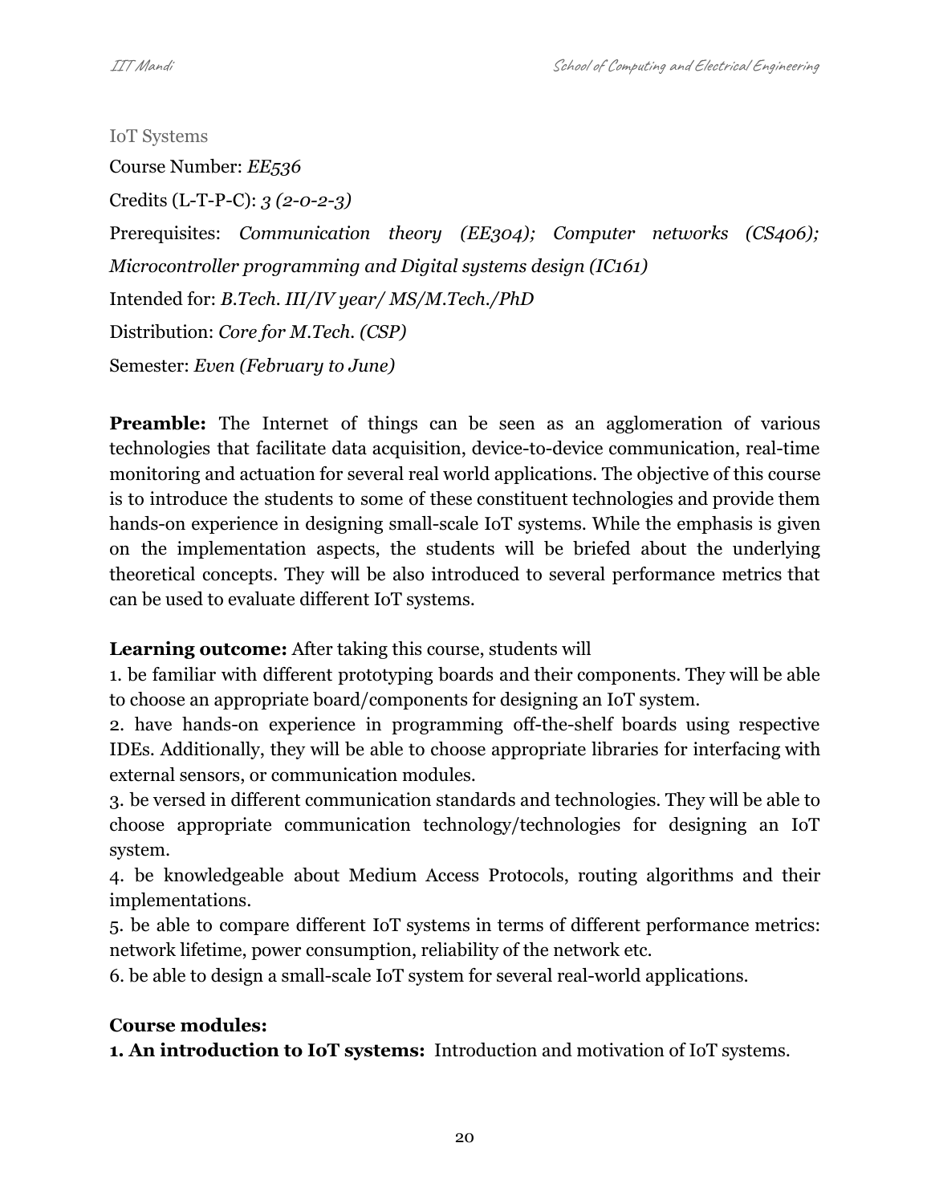## IoT Systems

Course Number: *EE536*

Credits (L-T-P-C): *3 (2-0-2-3)*

Prerequisites: *Communication theory (EE304); Computer networks (CS406); Microcontroller programming and Digital systems design (IC161)*

Intended for: *B.Tech. III/IV year/ MS/M.Tech./PhD*

Distribution: *Core for M.Tech. (CSP)*

Semester: *Even (February to June)*

**Preamble:** The Internet of things can be seen as an agglomeration of various technologies that facilitate data acquisition, device-to-device communication, real-time monitoring and actuation for several real world applications. The objective of this course is to introduce the students to some of these constituent technologies and provide them hands-on experience in designing small-scale IoT systems. While the emphasis is given on the implementation aspects, the students will be briefed about the underlying theoretical concepts. They will be also introduced to several performance metrics that can be used to evaluate different IoT systems.

**Learning outcome:** After taking this course, students will

1. be familiar with different prototyping boards and their components. They will be able to choose an appropriate board/components for designing an IoT system.
2. have hands-on experience in programming off-the-shelf boards using respective IDEs. Additionally, they will be able to choose appropriate libraries for interfacing with external sensors, or communication modules.
3. be versed in different communication standards and technologies. They will be able to choose appropriate communication technology/technologies for designing an IoT system.
4. be knowledgeable about Medium Access Protocols, routing algorithms and their implementations.
5. be able to compare different IoT systems in terms of different performance metrics: network lifetime, power consumption, reliability of the network etc.
6. be able to design a small-scale IoT system for several real-world applications.

**Course modules:**

**1. An introduction to IoT systems:** Introduction and motivation of IoT systems.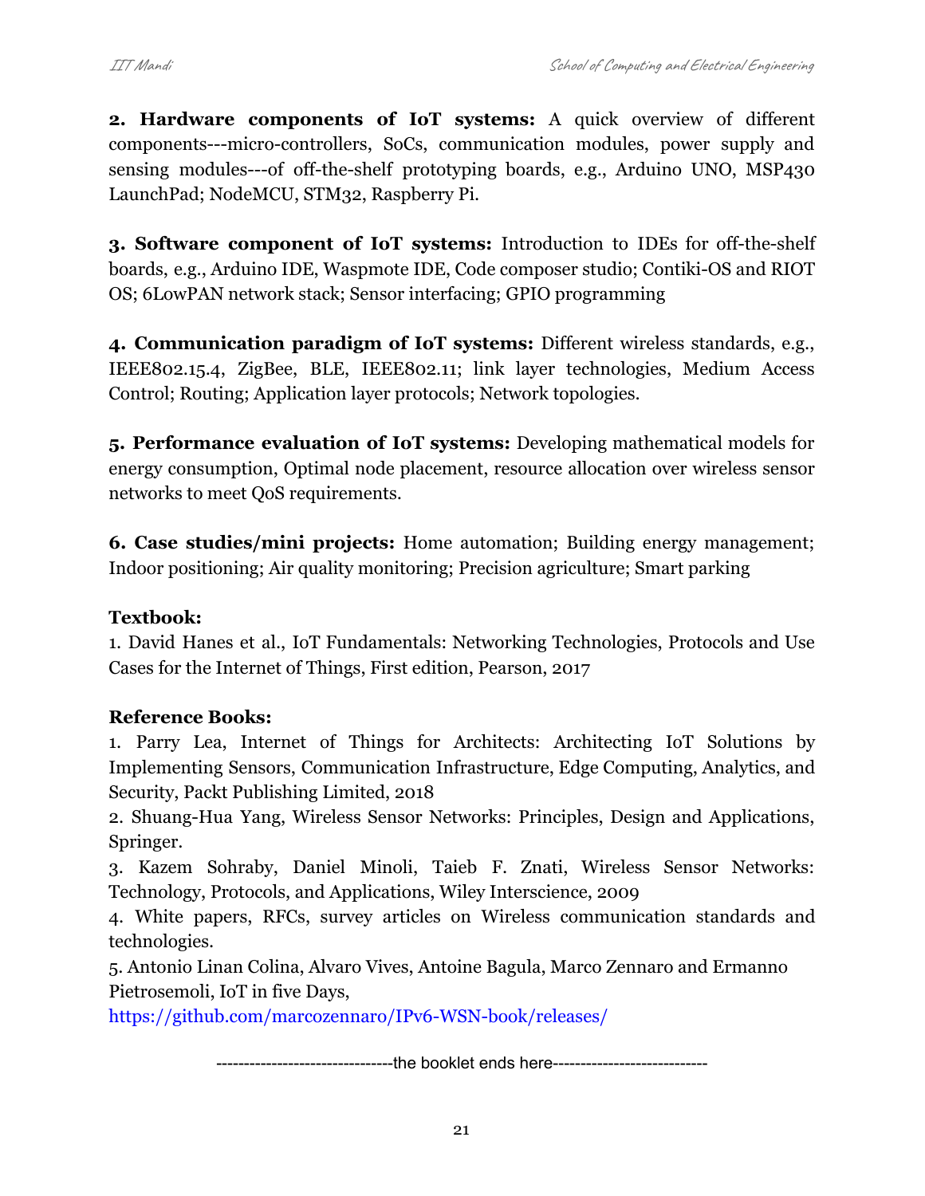**2. Hardware components of IoT systems:** A quick overview of different components---micro-controllers, SoCs, communication modules, power supply and sensing modules---of off-the-shelf prototyping boards, e.g., Arduino UNO, MSP430 LaunchPad; NodeMCU, STM32, Raspberry Pi.

**3. Software component of IoT systems:** Introduction to IDEs for off-the-shelf boards, e.g., Arduino IDE, Waspmote IDE, Code composer studio; Contiki-OS and RIOT OS; 6LowPAN network stack; Sensor interfacing; GPIO programming

**4. Communication paradigm of IoT systems:** Different wireless standards, e.g., IEEE802.15.4, ZigBee, BLE, IEEE802.11; link layer technologies, Medium Access Control; Routing; Application layer protocols; Network topologies.

**5. Performance evaluation of IoT systems:** Developing mathematical models for energy consumption, Optimal node placement, resource allocation over wireless sensor networks to meet QoS requirements.

**6. Case studies/mini projects:** Home automation; Building energy management; Indoor positioning; Air quality monitoring; Precision agriculture; Smart parking

**Textbook:**

1. David Hanes et al., IoT Fundamentals: Networking Technologies, Protocols and Use Cases for the Internet of Things, First edition, Pearson, 2017

**Reference Books:**

1. Parry Lea, Internet of Things for Architects: Architecting IoT Solutions by Implementing Sensors, Communication Infrastructure, Edge Computing, Analytics, and Security, Packt Publishing Limited, 2018
2. Shuang-Hua Yang, Wireless Sensor Networks: Principles, Design and Applications, Springer.
3. Kazem Sohraby, Daniel Minoli, Taieb F. Znati, Wireless Sensor Networks: Technology, Protocols, and Applications, Wiley Interscience, 2009
4. White papers, RFCs, survey articles on Wireless communication standards and technologies.
5. Antonio Linan Colina, Alvaro Vives, Antoine Bagula, Marco Zennaro and Ermanno Pietrosemoli, IoT in five Days, https://github.com/marcozennaro/IPv6-WSN-book/releases/

-------------------------------the booklet ends here---------------------------